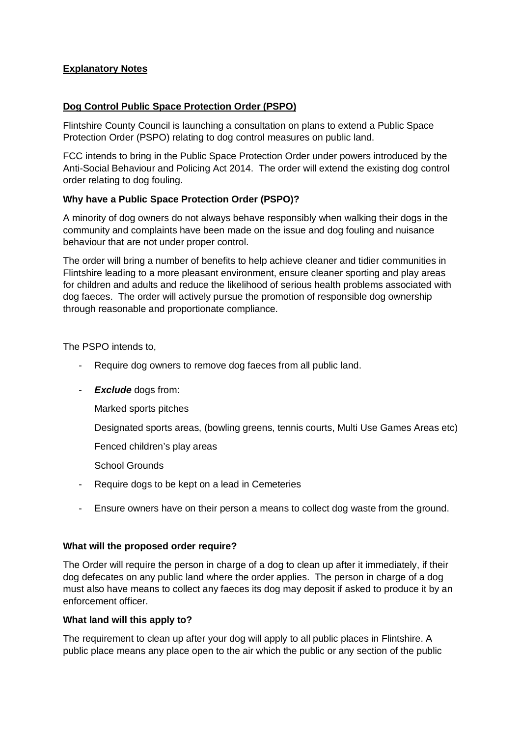**Explanatory Notes**

**Dog Control Public Space Protection Order (PSPO)**

Flintshire County Council is launching a consultation on plans to extend a Public Space Protection Order (PSPO) relating to dog control measures on public land.

FCC intends to bring in the Public Space Protection Order under powers introduced by the Anti-Social Behaviour and Policing Act 2014. The order will extend the existing dog control order relating to dog fouling.

**Why have a Public Space Protection Order (PSPO)?**

A minority of dog owners do not always behave responsibly when walking their dogs in the community and complaints have been made on the issue and dog fouling and nuisance behaviour that are not under proper control.

The order will bring a number of benefits to help achieve cleaner and tidier communities in Flintshire leading to a more pleasant environment, ensure cleaner sporting and play areas for children and adults and reduce the likelihood of serious health problems associated with dog faeces. The order will actively pursue the promotion of responsible dog ownership through reasonable and proportionate compliance.

The PSPO intends to,

- Require dog owners to remove dog faeces from all public land.
- ***Exclude*** dogs from:

  Marked sports pitches

  Designated sports areas, (bowling greens, tennis courts, Multi Use Games Areas etc)

  Fenced children's play areas

  School Grounds
- Require dogs to be kept on a lead in Cemeteries
- Ensure owners have on their person a means to collect dog waste from the ground.

**What will the proposed order require?**

The Order will require the person in charge of a dog to clean up after it immediately, if their dog defecates on any public land where the order applies. The person in charge of a dog must also have means to collect any faeces its dog may deposit if asked to produce it by an enforcement officer.

**What land will this apply to?**

The requirement to clean up after your dog will apply to all public places in Flintshire. A public place means any place open to the air which the public or any section of the public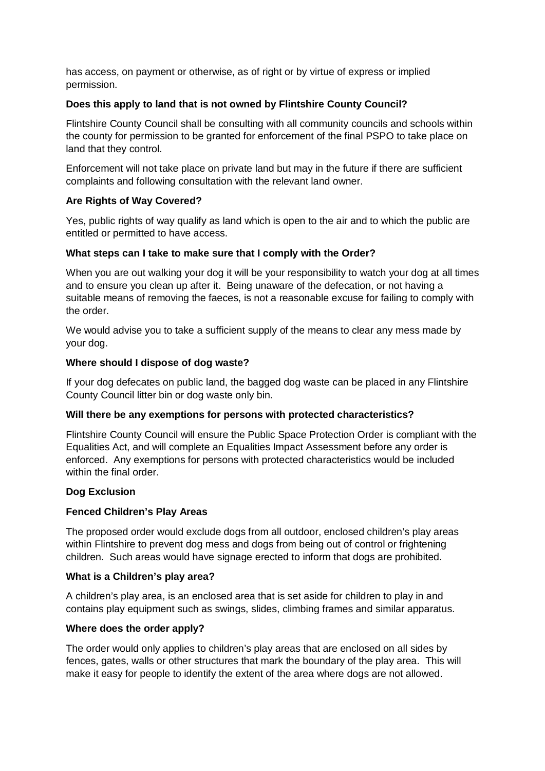has access, on payment or otherwise, as of right or by virtue of express or implied permission.

**Does this apply to land that is not owned by Flintshire County Council?**

Flintshire County Council shall be consulting with all community councils and schools within the county for permission to be granted for enforcement of the final PSPO to take place on land that they control.

Enforcement will not take place on private land but may in the future if there are sufficient complaints and following consultation with the relevant land owner.

**Are Rights of Way Covered?**

Yes, public rights of way qualify as land which is open to the air and to which the public are entitled or permitted to have access.

**What steps can I take to make sure that I comply with the Order?**

When you are out walking your dog it will be your responsibility to watch your dog at all times and to ensure you clean up after it. Being unaware of the defecation, or not having a suitable means of removing the faeces, is not a reasonable excuse for failing to comply with the order.

We would advise you to take a sufficient supply of the means to clear any mess made by your dog.

**Where should I dispose of dog waste?**

If your dog defecates on public land, the bagged dog waste can be placed in any Flintshire County Council litter bin or dog waste only bin.

**Will there be any exemptions for persons with protected characteristics?**

Flintshire County Council will ensure the Public Space Protection Order is compliant with the Equalities Act, and will complete an Equalities Impact Assessment before any order is enforced. Any exemptions for persons with protected characteristics would be included within the final order.

**Dog Exclusion**

**Fenced Children's Play Areas**

The proposed order would exclude dogs from all outdoor, enclosed children's play areas within Flintshire to prevent dog mess and dogs from being out of control or frightening children. Such areas would have signage erected to inform that dogs are prohibited.

**What is a Children's play area?**

A children's play area, is an enclosed area that is set aside for children to play in and contains play equipment such as swings, slides, climbing frames and similar apparatus.

**Where does the order apply?**

The order would only applies to children's play areas that are enclosed on all sides by fences, gates, walls or other structures that mark the boundary of the play area. This will make it easy for people to identify the extent of the area where dogs are not allowed.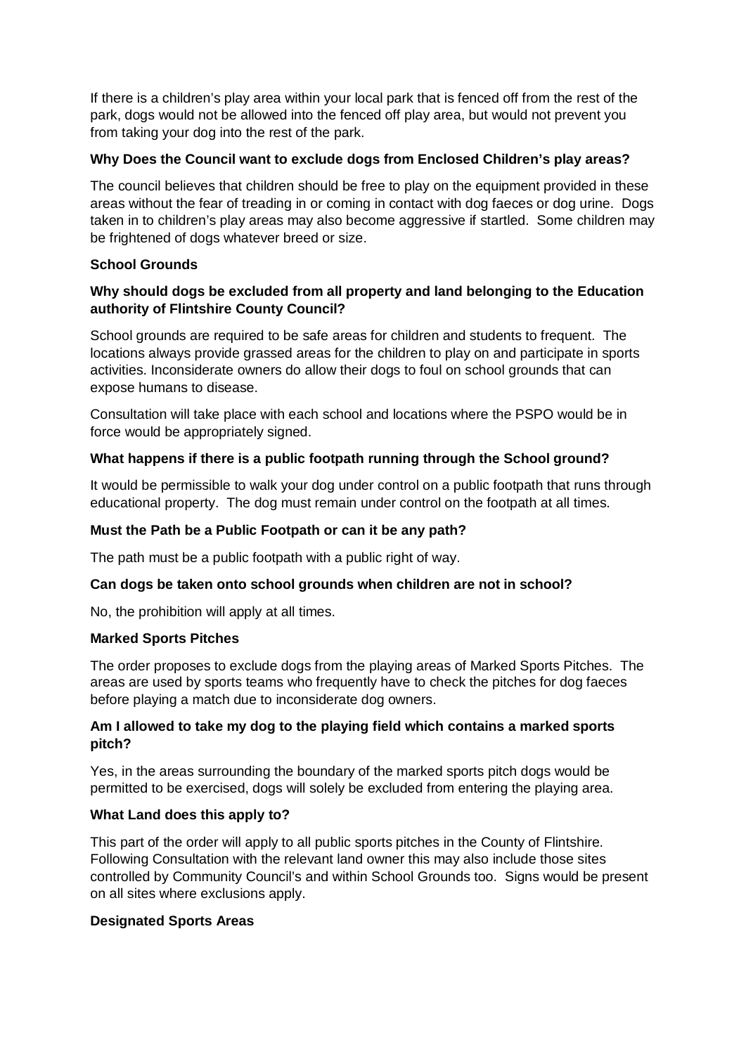If there is a children's play area within your local park that is fenced off from the rest of the park, dogs would not be allowed into the fenced off play area, but would not prevent you from taking your dog into the rest of the park.

**Why Does the Council want to exclude dogs from Enclosed Children's play areas?**

The council believes that children should be free to play on the equipment provided in these areas without the fear of treading in or coming in contact with dog faeces or dog urine. Dogs taken in to children's play areas may also become aggressive if startled. Some children may be frightened of dogs whatever breed or size.

**School Grounds**

**Why should dogs be excluded from all property and land belonging to the Education authority of Flintshire County Council?**

School grounds are required to be safe areas for children and students to frequent. The locations always provide grassed areas for the children to play on and participate in sports activities. Inconsiderate owners do allow their dogs to foul on school grounds that can expose humans to disease.

Consultation will take place with each school and locations where the PSPO would be in force would be appropriately signed.

**What happens if there is a public footpath running through the School ground?**

It would be permissible to walk your dog under control on a public footpath that runs through educational property. The dog must remain under control on the footpath at all times.

**Must the Path be a Public Footpath or can it be any path?**

The path must be a public footpath with a public right of way.

**Can dogs be taken onto school grounds when children are not in school?**

No, the prohibition will apply at all times.

**Marked Sports Pitches**

The order proposes to exclude dogs from the playing areas of Marked Sports Pitches. The areas are used by sports teams who frequently have to check the pitches for dog faeces before playing a match due to inconsiderate dog owners.

**Am I allowed to take my dog to the playing field which contains a marked sports pitch?**

Yes, in the areas surrounding the boundary of the marked sports pitch dogs would be permitted to be exercised, dogs will solely be excluded from entering the playing area.

**What Land does this apply to?**

This part of the order will apply to all public sports pitches in the County of Flintshire. Following Consultation with the relevant land owner this may also include those sites controlled by Community Council's and within School Grounds too. Signs would be present on all sites where exclusions apply.

**Designated Sports Areas**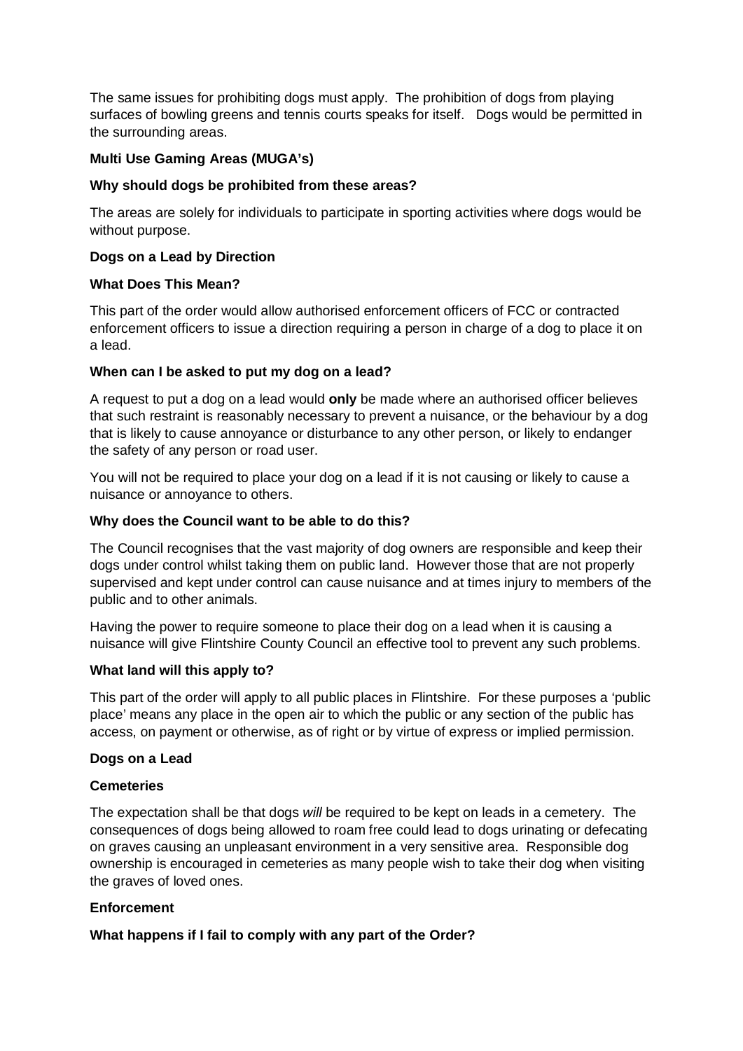The same issues for prohibiting dogs must apply. The prohibition of dogs from playing surfaces of bowling greens and tennis courts speaks for itself. Dogs would be permitted in the surrounding areas.

**Multi Use Gaming Areas (MUGA's)**

**Why should dogs be prohibited from these areas?**

The areas are solely for individuals to participate in sporting activities where dogs would be without purpose.

**Dogs on a Lead by Direction**

**What Does This Mean?**

This part of the order would allow authorised enforcement officers of FCC or contracted enforcement officers to issue a direction requiring a person in charge of a dog to place it on a lead.

**When can I be asked to put my dog on a lead?**

A request to put a dog on a lead would **only** be made where an authorised officer believes that such restraint is reasonably necessary to prevent a nuisance, or the behaviour by a dog that is likely to cause annoyance or disturbance to any other person, or likely to endanger the safety of any person or road user.

You will not be required to place your dog on a lead if it is not causing or likely to cause a nuisance or annoyance to others.

**Why does the Council want to be able to do this?**

The Council recognises that the vast majority of dog owners are responsible and keep their dogs under control whilst taking them on public land. However those that are not properly supervised and kept under control can cause nuisance and at times injury to members of the public and to other animals.

Having the power to require someone to place their dog on a lead when it is causing a nuisance will give Flintshire County Council an effective tool to prevent any such problems.

**What land will this apply to?**

This part of the order will apply to all public places in Flintshire. For these purposes a 'public place' means any place in the open air to which the public or any section of the public has access, on payment or otherwise, as of right or by virtue of express or implied permission.

**Dogs on a Lead**

**Cemeteries**

The expectation shall be that dogs *will* be required to be kept on leads in a cemetery. The consequences of dogs being allowed to roam free could lead to dogs urinating or defecating on graves causing an unpleasant environment in a very sensitive area. Responsible dog ownership is encouraged in cemeteries as many people wish to take their dog when visiting the graves of loved ones.

**Enforcement**

**What happens if I fail to comply with any part of the Order?**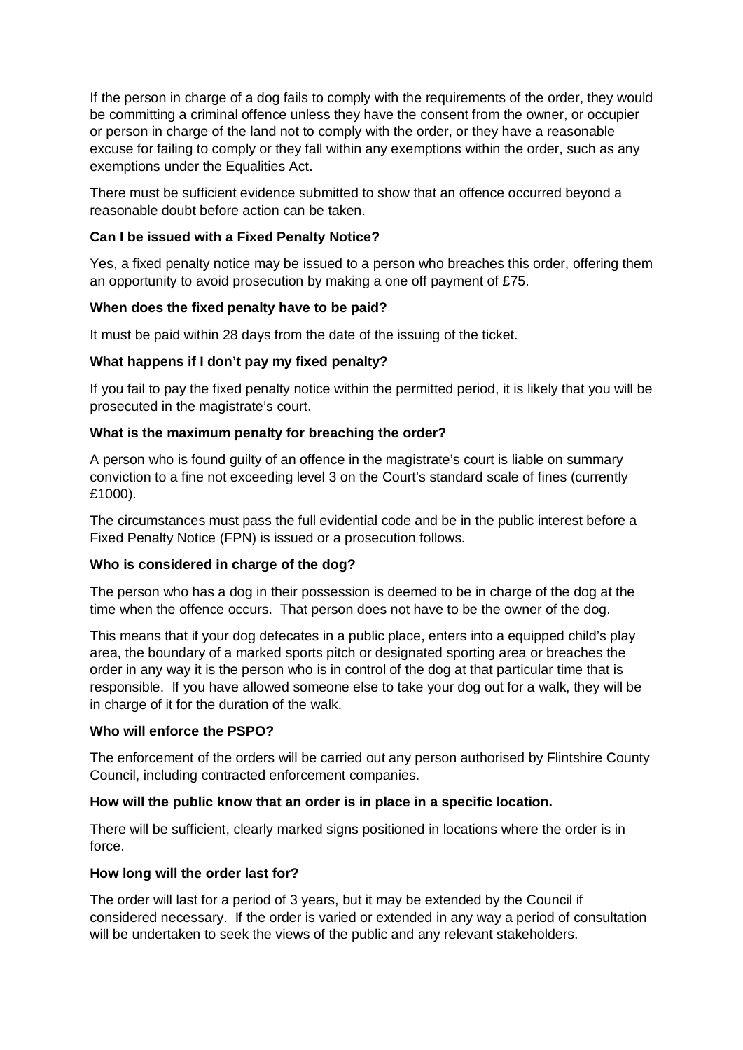If the person in charge of a dog fails to comply with the requirements of the order, they would be committing a criminal offence unless they have the consent from the owner, or occupier or person in charge of the land not to comply with the order, or they have a reasonable excuse for failing to comply or they fall within any exemptions within the order, such as any exemptions under the Equalities Act.

There must be sufficient evidence submitted to show that an offence occurred beyond a reasonable doubt before action can be taken.

**Can I be issued with a Fixed Penalty Notice?**

Yes, a fixed penalty notice may be issued to a person who breaches this order, offering them an opportunity to avoid prosecution by making a one off payment of £75.

**When does the fixed penalty have to be paid?**

It must be paid within 28 days from the date of the issuing of the ticket.

**What happens if I don't pay my fixed penalty?**

If you fail to pay the fixed penalty notice within the permitted period, it is likely that you will be prosecuted in the magistrate's court.

**What is the maximum penalty for breaching the order?**

A person who is found guilty of an offence in the magistrate's court is liable on summary conviction to a fine not exceeding level 3 on the Court's standard scale of fines (currently £1000).

The circumstances must pass the full evidential code and be in the public interest before a Fixed Penalty Notice (FPN) is issued or a prosecution follows.

**Who is considered in charge of the dog?**

The person who has a dog in their possession is deemed to be in charge of the dog at the time when the offence occurs. That person does not have to be the owner of the dog.

This means that if your dog defecates in a public place, enters into a equipped child's play area, the boundary of a marked sports pitch or designated sporting area or breaches the order in any way it is the person who is in control of the dog at that particular time that is responsible. If you have allowed someone else to take your dog out for a walk, they will be in charge of it for the duration of the walk.

**Who will enforce the PSPO?**

The enforcement of the orders will be carried out any person authorised by Flintshire County Council, including contracted enforcement companies.

**How will the public know that an order is in place in a specific location.**

There will be sufficient, clearly marked signs positioned in locations where the order is in force.

**How long will the order last for?**

The order will last for a period of 3 years, but it may be extended by the Council if considered necessary. If the order is varied or extended in any way a period of consultation will be undertaken to seek the views of the public and any relevant stakeholders.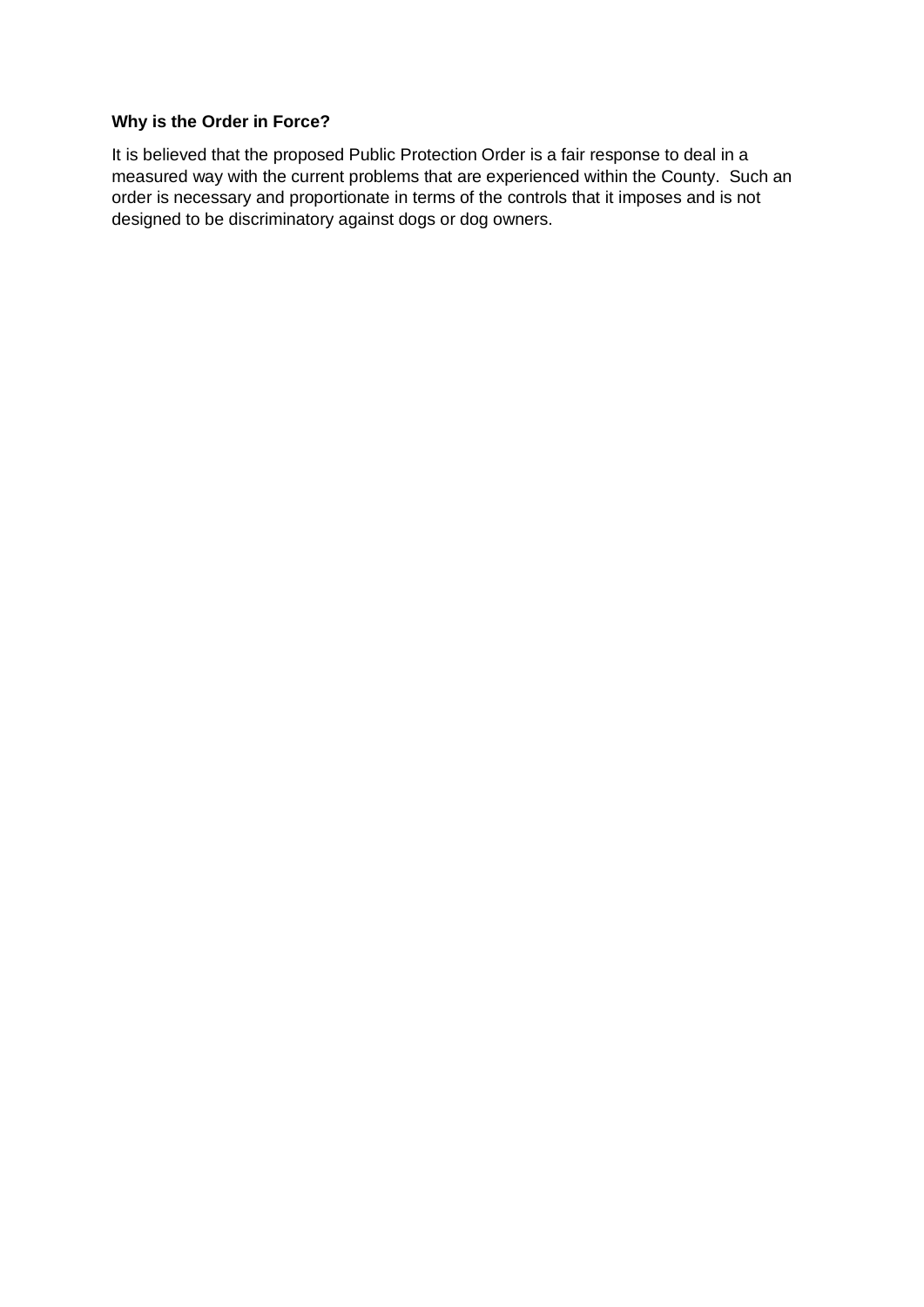**Why is the Order in Force?**

It is believed that the proposed Public Protection Order is a fair response to deal in a measured way with the current problems that are experienced within the County. Such an order is necessary and proportionate in terms of the controls that it imposes and is not designed to be discriminatory against dogs or dog owners.